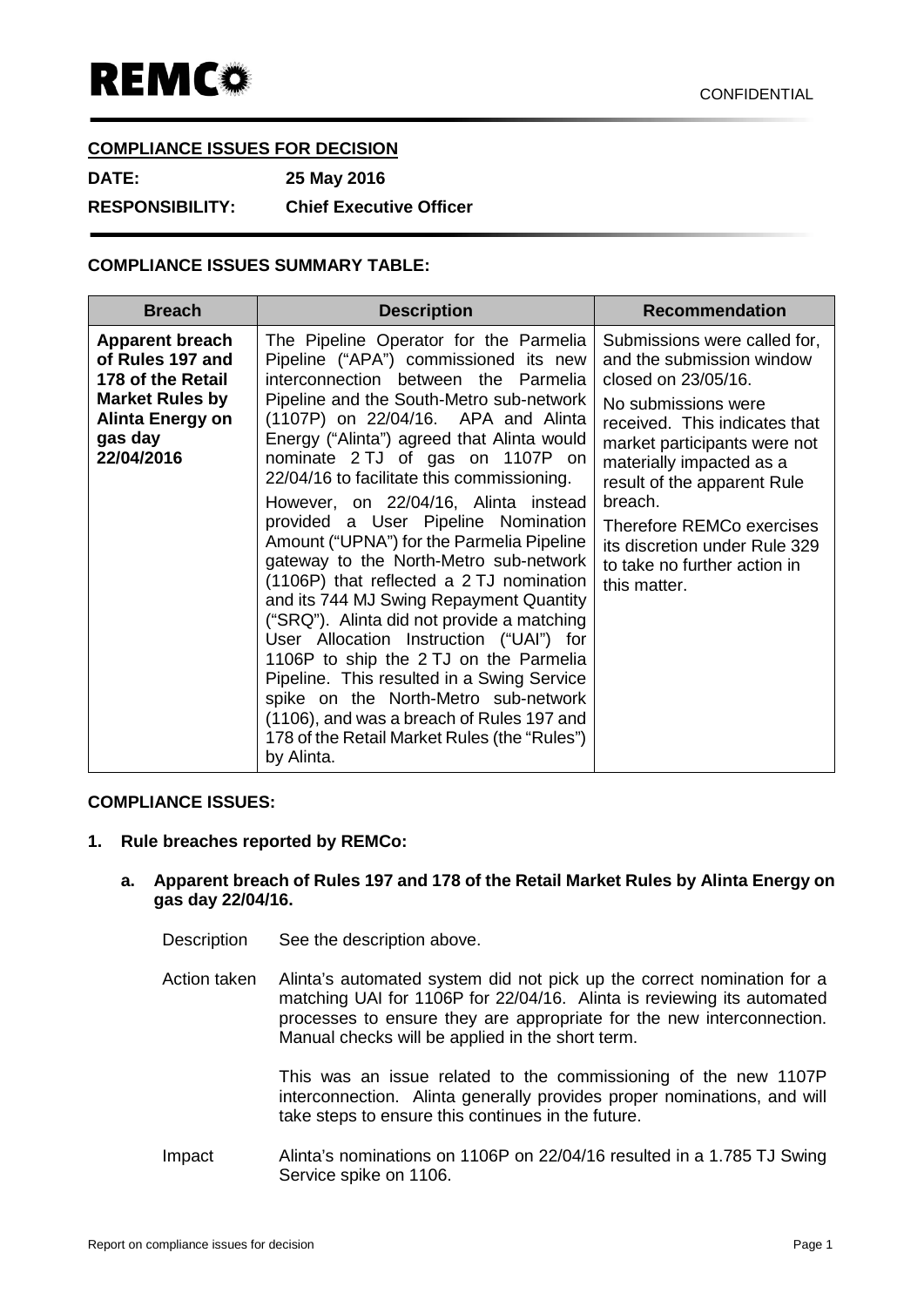REMCo

CONFIDENTIAL

**COMPLIANCE ISSUES FOR DECISION**

**DATE:** 25 May 2016

**RESPONSIBILITY:** Chief Executive Officer

**COMPLIANCE ISSUES SUMMARY TABLE:**

| Breach | Description | Recommendation |
|---|---|---|
| **Apparent breach of Rules 197 and 178 of the Retail Market Rules by Alinta Energy on gas day 22/04/2016** | The Pipeline Operator for the Parmelia Pipeline ("APA") commissioned its new interconnection between the Parmelia Pipeline and the South-Metro sub-network (1107P) on 22/04/16. APA and Alinta Energy ("Alinta") agreed that Alinta would nominate 2 TJ of gas on 1107P on 22/04/16 to facilitate this commissioning.<br><br>However, on 22/04/16, Alinta instead provided a User Pipeline Nomination Amount ("UPNA") for the Parmelia Pipeline gateway to the North-Metro sub-network (1106P) that reflected a 2 TJ nomination and its 744 MJ Swing Repayment Quantity ("SRQ"). Alinta did not provide a matching User Allocation Instruction ("UAI") for 1106P to ship the 2 TJ on the Parmelia Pipeline. This resulted in a Swing Service spike on the North-Metro sub-network (1106), and was a breach of Rules 197 and 178 of the Retail Market Rules (the "Rules") by Alinta. | Submissions were called for, and the submission window closed on 23/05/16.<br><br>No submissions were received. This indicates that market participants were not materially impacted as a result of the apparent Rule breach.<br><br>Therefore REMCo exercises its discretion under Rule 329 to take no further action in this matter. |

**COMPLIANCE ISSUES:**

1. **Rule breaches reported by REMCo:**

   a. **Apparent breach of Rules 197 and 178 of the Retail Market Rules by Alinta Energy on gas day 22/04/16.**

   Description: See the description above.

   Action taken: Alinta's automated system did not pick up the correct nomination for a matching UAI for 1106P for 22/04/16. Alinta is reviewing its automated processes to ensure they are appropriate for the new interconnection. Manual checks will be applied in the short term.

   This was an issue related to the commissioning of the new 1107P interconnection. Alinta generally provides proper nominations, and will take steps to ensure this continues in the future.

   Impact: Alinta's nominations on 1106P on 22/04/16 resulted in a 1.785 TJ Swing Service spike on 1106.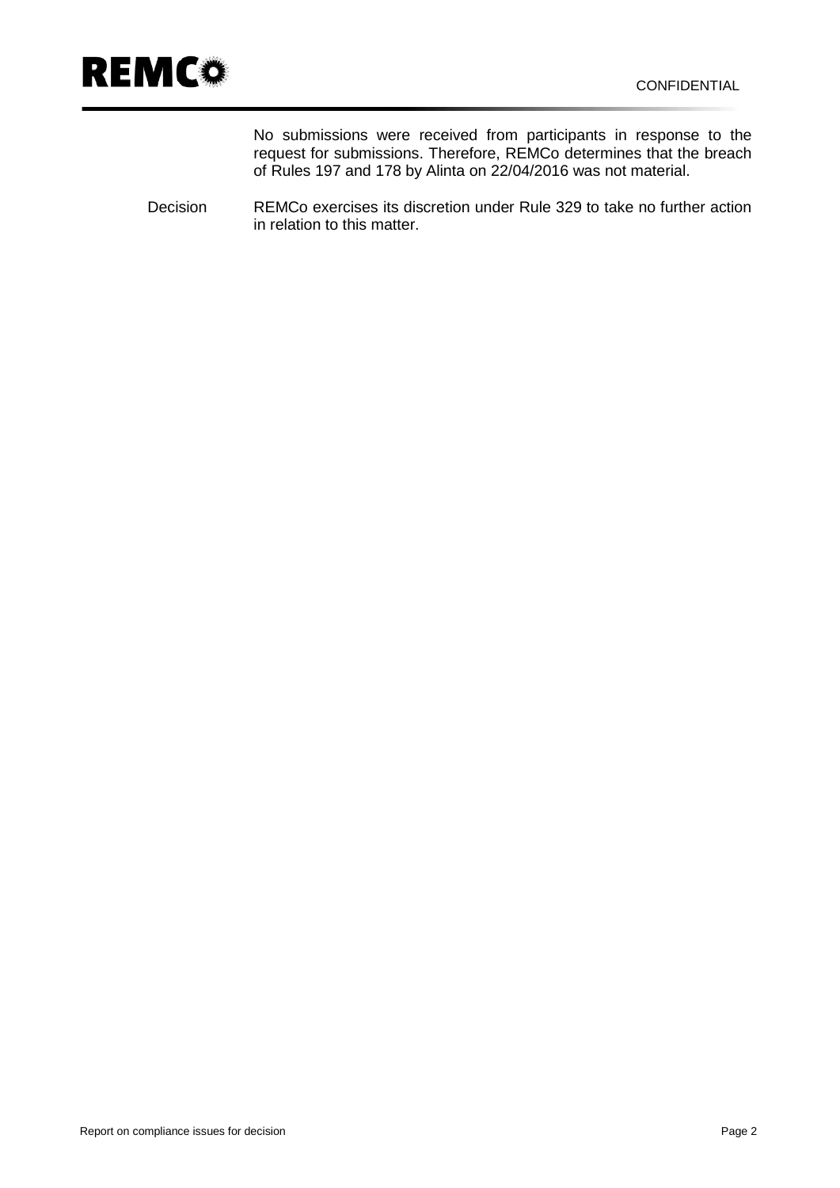No submissions were received from participants in response to the request for submissions. Therefore, REMCo determines that the breach of Rules 197 and 178 by Alinta on 22/04/2016 was not material.

| | |
|---|---|
| Decision | REMCo exercises its discretion under Rule 329 to take no further action in relation to this matter. |